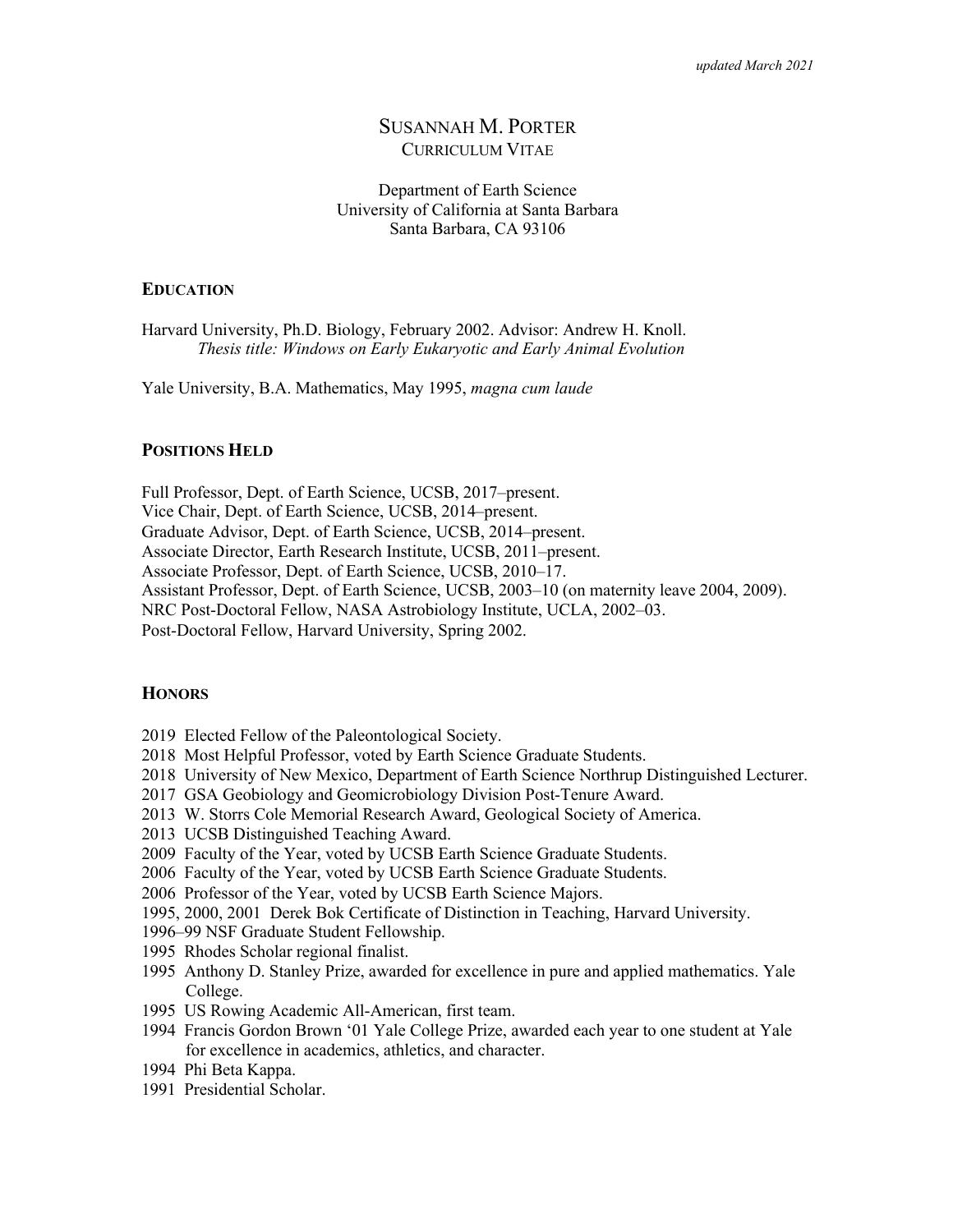*updated March 2021*

# SUSANNAH M. PORTER
CURRICULUM VITAE

Department of Earth Science
University of California at Santa Barbara
Santa Barbara, CA 93106

## EDUCATION

Harvard University, Ph.D. Biology, February 2002. Advisor: Andrew H. Knoll.
*Thesis title: Windows on Early Eukaryotic and Early Animal Evolution*

Yale University, B.A. Mathematics, May 1995, *magna cum laude*

## POSITIONS HELD

Full Professor, Dept. of Earth Science, UCSB, 2017–present.
Vice Chair, Dept. of Earth Science, UCSB, 2014–present.
Graduate Advisor, Dept. of Earth Science, UCSB, 2014–present.
Associate Director, Earth Research Institute, UCSB, 2011–present.
Associate Professor, Dept. of Earth Science, UCSB, 2010–17.
Assistant Professor, Dept. of Earth Science, UCSB, 2003–10 (on maternity leave 2004, 2009).
NRC Post-Doctoral Fellow, NASA Astrobiology Institute, UCLA, 2002–03.
Post-Doctoral Fellow, Harvard University, Spring 2002.

## HONORS

2019 Elected Fellow of the Paleontological Society.
2018 Most Helpful Professor, voted by Earth Science Graduate Students.
2018 University of New Mexico, Department of Earth Science Northrup Distinguished Lecturer.
2017 GSA Geobiology and Geomicrobiology Division Post-Tenure Award.
2013 W. Storrs Cole Memorial Research Award, Geological Society of America.
2013 UCSB Distinguished Teaching Award.
2009 Faculty of the Year, voted by UCSB Earth Science Graduate Students.
2006 Faculty of the Year, voted by UCSB Earth Science Graduate Students.
2006 Professor of the Year, voted by UCSB Earth Science Majors.
1995, 2000, 2001 Derek Bok Certificate of Distinction in Teaching, Harvard University.
1996–99 NSF Graduate Student Fellowship.
1995 Rhodes Scholar regional finalist.
1995 Anthony D. Stanley Prize, awarded for excellence in pure and applied mathematics. Yale College.
1995 US Rowing Academic All-American, first team.
1994 Francis Gordon Brown '01 Yale College Prize, awarded each year to one student at Yale for excellence in academics, athletics, and character.
1994 Phi Beta Kappa.
1991 Presidential Scholar.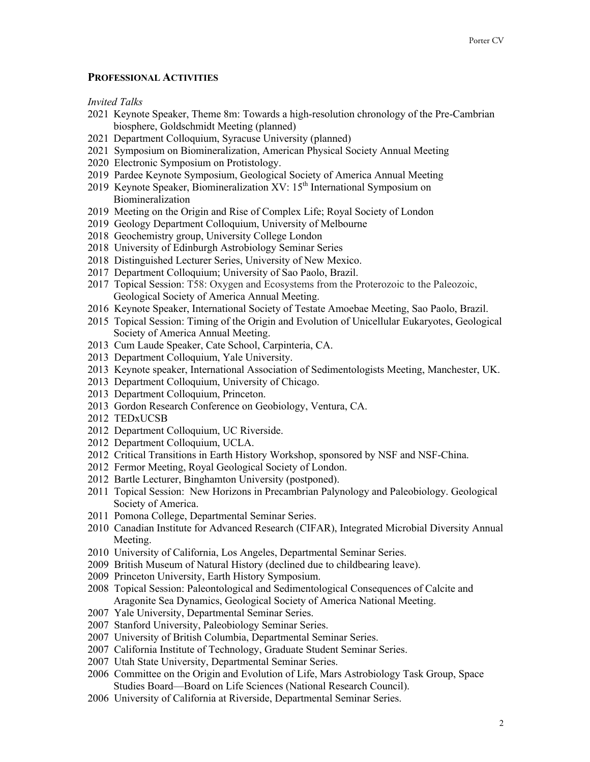## PROFESSIONAL ACTIVITIES

*Invited Talks*

- 2021 Keynote Speaker, Theme 8m: Towards a high-resolution chronology of the Pre-Cambrian biosphere, Goldschmidt Meeting (planned)
- 2021 Department Colloquium, Syracuse University (planned)
- 2021 Symposium on Biomineralization, American Physical Society Annual Meeting
- 2020 Electronic Symposium on Protistology.
- 2019 Pardee Keynote Symposium, Geological Society of America Annual Meeting
- 2019 Keynote Speaker, Biomineralization XV: 15th International Symposium on Biomineralization
- 2019 Meeting on the Origin and Rise of Complex Life; Royal Society of London
- 2019 Geology Department Colloquium, University of Melbourne
- 2018 Geochemistry group, University College London
- 2018 University of Edinburgh Astrobiology Seminar Series
- 2018 Distinguished Lecturer Series, University of New Mexico.
- 2017 Department Colloquium; University of Sao Paolo, Brazil.
- 2017 Topical Session: T58: Oxygen and Ecosystems from the Proterozoic to the Paleozoic, Geological Society of America Annual Meeting.
- 2016 Keynote Speaker, International Society of Testate Amoebae Meeting, Sao Paolo, Brazil.
- 2015 Topical Session: Timing of the Origin and Evolution of Unicellular Eukaryotes, Geological Society of America Annual Meeting.
- 2013 Cum Laude Speaker, Cate School, Carpinteria, CA.
- 2013 Department Colloquium, Yale University.
- 2013 Keynote speaker, International Association of Sedimentologists Meeting, Manchester, UK.
- 2013 Department Colloquium, University of Chicago.
- 2013 Department Colloquium, Princeton.
- 2013 Gordon Research Conference on Geobiology, Ventura, CA.
- 2012 TEDxUCSB
- 2012 Department Colloquium, UC Riverside.
- 2012 Department Colloquium, UCLA.
- 2012 Critical Transitions in Earth History Workshop, sponsored by NSF and NSF-China.
- 2012 Fermor Meeting, Royal Geological Society of London.
- 2012 Bartle Lecturer, Binghamton University (postponed).
- 2011 Topical Session: New Horizons in Precambrian Palynology and Paleobiology. Geological Society of America.
- 2011 Pomona College, Departmental Seminar Series.
- 2010 Canadian Institute for Advanced Research (CIFAR), Integrated Microbial Diversity Annual Meeting.
- 2010 University of California, Los Angeles, Departmental Seminar Series.
- 2009 British Museum of Natural History (declined due to childbearing leave).
- 2009 Princeton University, Earth History Symposium.
- 2008 Topical Session: Paleontological and Sedimentological Consequences of Calcite and Aragonite Sea Dynamics, Geological Society of America National Meeting.
- 2007 Yale University, Departmental Seminar Series.
- 2007 Stanford University, Paleobiology Seminar Series.
- 2007 University of British Columbia, Departmental Seminar Series.
- 2007 California Institute of Technology, Graduate Student Seminar Series.
- 2007 Utah State University, Departmental Seminar Series.
- 2006 Committee on the Origin and Evolution of Life, Mars Astrobiology Task Group, Space Studies Board—Board on Life Sciences (National Research Council).
- 2006 University of California at Riverside, Departmental Seminar Series.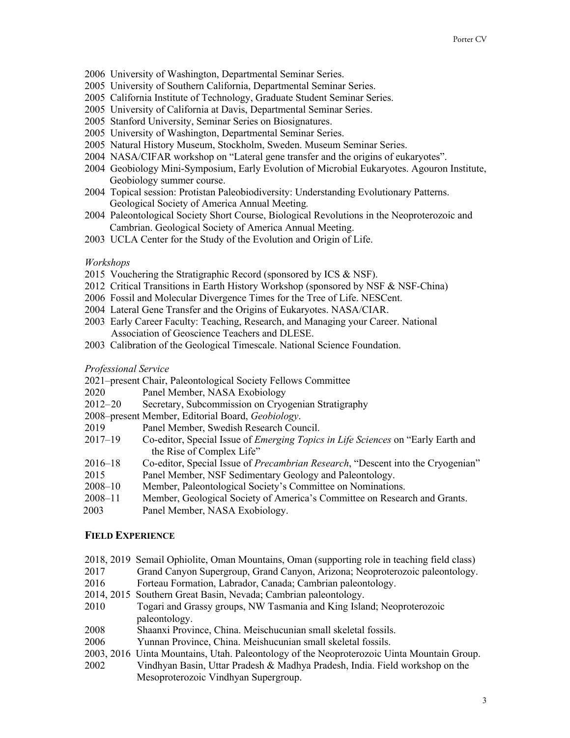2006 University of Washington, Departmental Seminar Series.
2005 University of Southern California, Departmental Seminar Series.
2005 California Institute of Technology, Graduate Student Seminar Series.
2005 University of California at Davis, Departmental Seminar Series.
2005 Stanford University, Seminar Series on Biosignatures.
2005 University of Washington, Departmental Seminar Series.
2005 Natural History Museum, Stockholm, Sweden. Museum Seminar Series.
2004 NASA/CIFAR workshop on "Lateral gene transfer and the origins of eukaryotes".
2004 Geobiology Mini-Symposium, Early Evolution of Microbial Eukaryotes. Agouron Institute, Geobiology summer course.
2004 Topical session: Protistan Paleobiodiversity: Understanding Evolutionary Patterns. Geological Society of America Annual Meeting.
2004 Paleontological Society Short Course, Biological Revolutions in the Neoproterozoic and Cambrian. Geological Society of America Annual Meeting.
2003 UCLA Center for the Study of the Evolution and Origin of Life.

*Workshops*

2015 Vouchering the Stratigraphic Record (sponsored by ICS & NSF).
2012 Critical Transitions in Earth History Workshop (sponsored by NSF & NSF-China)
2006 Fossil and Molecular Divergence Times for the Tree of Life. NESCent.
2004 Lateral Gene Transfer and the Origins of Eukaryotes. NASA/CIAR.
2003 Early Career Faculty: Teaching, Research, and Managing your Career. National Association of Geoscience Teachers and DLESE.
2003 Calibration of the Geological Timescale. National Science Foundation.

*Professional Service*

2021–present Chair, Paleontological Society Fellows Committee
2020 Panel Member, NASA Exobiology
2012–20 Secretary, Subcommission on Cryogenian Stratigraphy
2008–present Member, Editorial Board, *Geobiology*.
2019 Panel Member, Swedish Research Council.
2017–19 Co-editor, Special Issue of *Emerging Topics in Life Sciences* on "Early Earth and the Rise of Complex Life"
2016–18 Co-editor, Special Issue of *Precambrian Research*, "Descent into the Cryogenian"
2015 Panel Member, NSF Sedimentary Geology and Paleontology.
2008–10 Member, Paleontological Society's Committee on Nominations.
2008–11 Member, Geological Society of America's Committee on Research and Grants.
2003 Panel Member, NASA Exobiology.

## FIELD EXPERIENCE

2018, 2019 Semail Ophiolite, Oman Mountains, Oman (supporting role in teaching field class)
2017 Grand Canyon Supergroup, Grand Canyon, Arizona; Neoproterozoic paleontology.
2016 Forteau Formation, Labrador, Canada; Cambrian paleontology.
2014, 2015 Southern Great Basin, Nevada; Cambrian paleontology.
2010 Togari and Grassy groups, NW Tasmania and King Island; Neoproterozoic paleontology.
2008 Shaanxi Province, China. Meischucunian small skeletal fossils.
2006 Yunnan Province, China. Meishucunian small skeletal fossils.
2003, 2016 Uinta Mountains, Utah. Paleontology of the Neoproterozoic Uinta Mountain Group.
2002 Vindhyan Basin, Uttar Pradesh & Madhya Pradesh, India. Field workshop on the Mesoproterozoic Vindhyan Supergroup.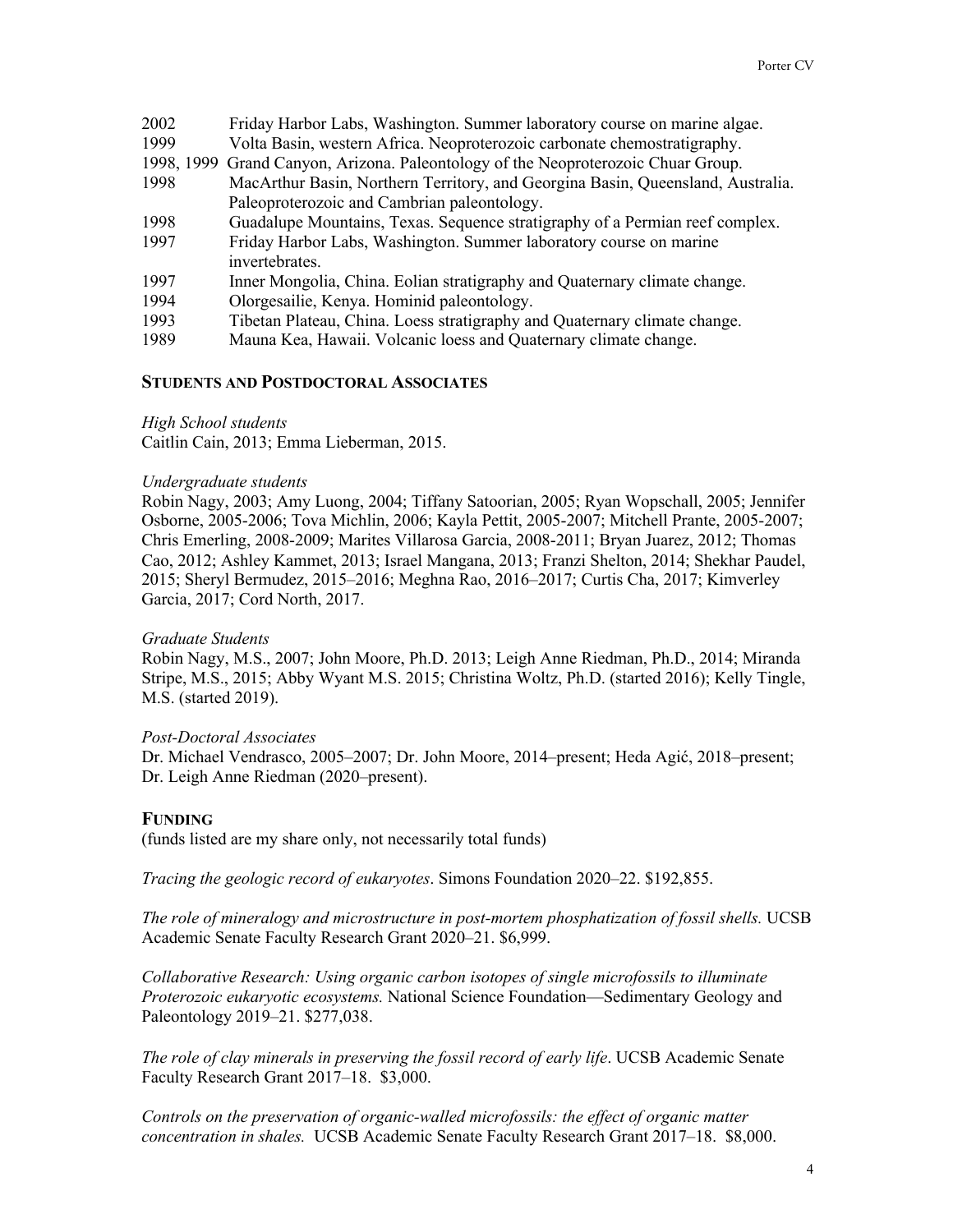2002 Friday Harbor Labs, Washington. Summer laboratory course on marine algae.
1999 Volta Basin, western Africa. Neoproterozoic carbonate chemostratigraphy.
1998, 1999 Grand Canyon, Arizona. Paleontology of the Neoproterozoic Chuar Group.
1998 MacArthur Basin, Northern Territory, and Georgina Basin, Queensland, Australia. Paleoproterozoic and Cambrian paleontology.
1998 Guadalupe Mountains, Texas. Sequence stratigraphy of a Permian reef complex.
1997 Friday Harbor Labs, Washington. Summer laboratory course on marine invertebrates.
1997 Inner Mongolia, China. Eolian stratigraphy and Quaternary climate change.
1994 Olorgesailie, Kenya. Hominid paleontology.
1993 Tibetan Plateau, China. Loess stratigraphy and Quaternary climate change.
1989 Mauna Kea, Hawaii. Volcanic loess and Quaternary climate change.

## STUDENTS AND POSTDOCTORAL ASSOCIATES

*High School students*
Caitlin Cain, 2013; Emma Lieberman, 2015.

*Undergraduate students*
Robin Nagy, 2003; Amy Luong, 2004; Tiffany Satoorian, 2005; Ryan Wopschall, 2005; Jennifer Osborne, 2005-2006; Tova Michlin, 2006; Kayla Pettit, 2005-2007; Mitchell Prante, 2005-2007; Chris Emerling, 2008-2009; Marites Villarosa Garcia, 2008-2011; Bryan Juarez, 2012; Thomas Cao, 2012; Ashley Kammet, 2013; Israel Mangana, 2013; Franzi Shelton, 2014; Shekhar Paudel, 2015; Sheryl Bermudez, 2015–2016; Meghna Rao, 2016–2017; Curtis Cha, 2017; Kimverley Garcia, 2017; Cord North, 2017.

*Graduate Students*
Robin Nagy, M.S., 2007; John Moore, Ph.D. 2013; Leigh Anne Riedman, Ph.D., 2014; Miranda Stripe, M.S., 2015; Abby Wyant M.S. 2015; Christina Woltz, Ph.D. (started 2016); Kelly Tingle, M.S. (started 2019).

*Post-Doctoral Associates*
Dr. Michael Vendrasco, 2005–2007; Dr. John Moore, 2014–present; Heda Agić, 2018–present; Dr. Leigh Anne Riedman (2020–present).

## FUNDING

(funds listed are my share only, not necessarily total funds)

*Tracing the geologic record of eukaryotes*. Simons Foundation 2020–22. $192,855.

*The role of mineralogy and microstructure in post-mortem phosphatization of fossil shells.* UCSB Academic Senate Faculty Research Grant 2020–21. $6,999.

*Collaborative Research: Using organic carbon isotopes of single microfossils to illuminate Proterozoic eukaryotic ecosystems.* National Science Foundation—Sedimentary Geology and Paleontology 2019–21. $277,038.

*The role of clay minerals in preserving the fossil record of early life*. UCSB Academic Senate Faculty Research Grant 2017–18. $3,000.

*Controls on the preservation of organic-walled microfossils: the effect of organic matter concentration in shales.* UCSB Academic Senate Faculty Research Grant 2017–18. $8,000.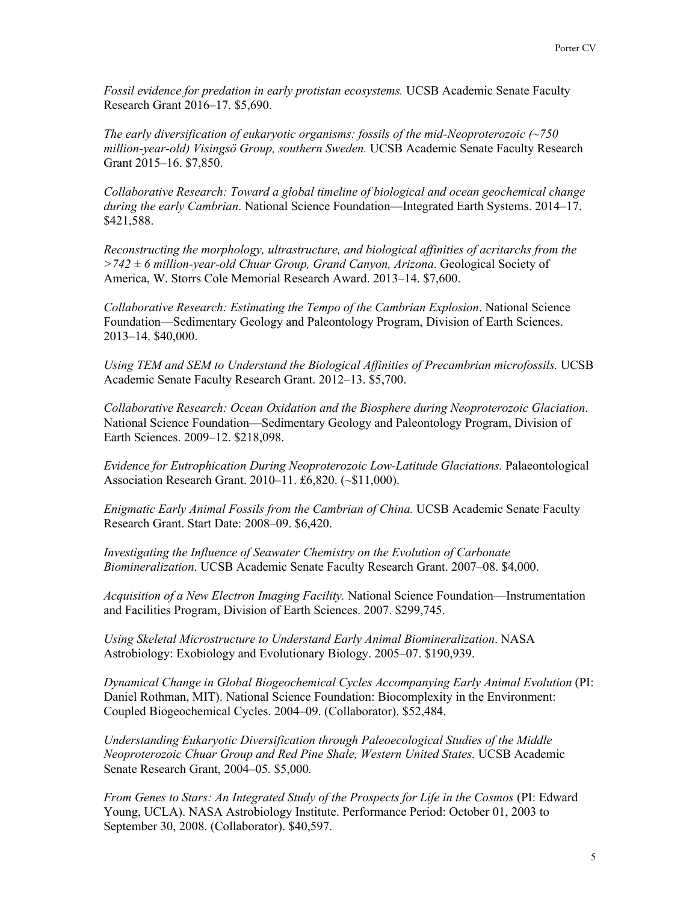*Fossil evidence for predation in early protistan ecosystems.* UCSB Academic Senate Faculty Research Grant 2016–17. $5,690.

*The early diversification of eukaryotic organisms: fossils of the mid-Neoproterozoic (~750 million-year-old) Visingsö Group, southern Sweden.* UCSB Academic Senate Faculty Research Grant 2015–16. $7,850.

*Collaborative Research: Toward a global timeline of biological and ocean geochemical change during the early Cambrian*. National Science Foundation—Integrated Earth Systems. 2014–17. $421,588.

*Reconstructing the morphology, ultrastructure, and biological affinities of acritarchs from the >742 ± 6 million-year-old Chuar Group, Grand Canyon, Arizona*. Geological Society of America, W. Storrs Cole Memorial Research Award. 2013–14. $7,600.

*Collaborative Research: Estimating the Tempo of the Cambrian Explosion*. National Science Foundation—Sedimentary Geology and Paleontology Program, Division of Earth Sciences. 2013–14. $40,000.

*Using TEM and SEM to Understand the Biological Affinities of Precambrian microfossils.* UCSB Academic Senate Faculty Research Grant. 2012–13. $5,700.

*Collaborative Research: Ocean Oxidation and the Biosphere during Neoproterozoic Glaciation*. National Science Foundation—Sedimentary Geology and Paleontology Program, Division of Earth Sciences. 2009–12. $218,098.

*Evidence for Eutrophication During Neoproterozoic Low-Latitude Glaciations.* Palaeontological Association Research Grant. 2010–11. £6,820. (~$11,000).

*Enigmatic Early Animal Fossils from the Cambrian of China.* UCSB Academic Senate Faculty Research Grant. Start Date: 2008–09. $6,420.

*Investigating the Influence of Seawater Chemistry on the Evolution of Carbonate Biomineralization*. UCSB Academic Senate Faculty Research Grant. 2007–08. $4,000.

*Acquisition of a New Electron Imaging Facility.* National Science Foundation—Instrumentation and Facilities Program, Division of Earth Sciences. 2007. $299,745.

*Using Skeletal Microstructure to Understand Early Animal Biomineralization*. NASA Astrobiology: Exobiology and Evolutionary Biology. 2005–07. $190,939.

*Dynamical Change in Global Biogeochemical Cycles Accompanying Early Animal Evolution* (PI: Daniel Rothman, MIT). National Science Foundation: Biocomplexity in the Environment: Coupled Biogeochemical Cycles. 2004–09. (Collaborator). $52,484.

*Understanding Eukaryotic Diversification through Paleoecological Studies of the Middle Neoproterozoic Chuar Group and Red Pine Shale, Western United States.* UCSB Academic Senate Research Grant, 2004–05. $5,000.

*From Genes to Stars: An Integrated Study of the Prospects for Life in the Cosmos* (PI: Edward Young, UCLA). NASA Astrobiology Institute. Performance Period: October 01, 2003 to September 30, 2008. (Collaborator). $40,597.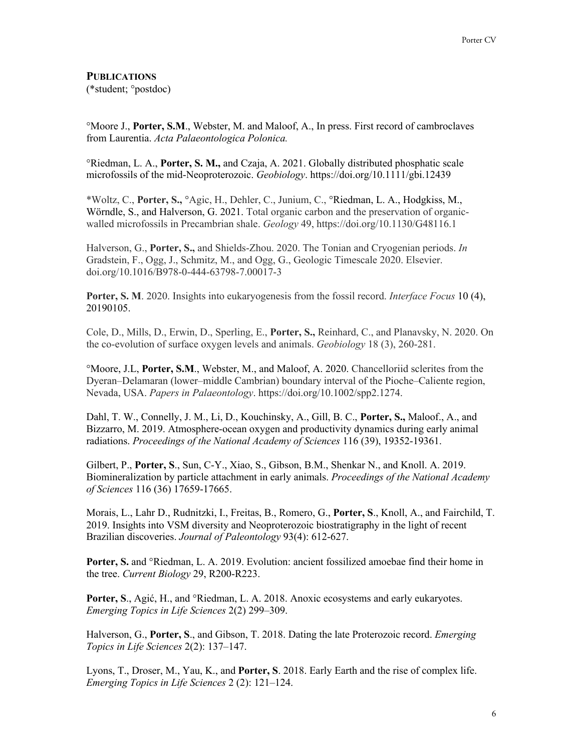## PUBLICATIONS

(*student; °postdoc)

°Moore J., **Porter, S.M**., Webster, M. and Maloof, A., In press. First record of cambroclaves from Laurentia. *Acta Palaeontologica Polonica.*

°Riedman, L. A., **Porter, S. M.,** and Czaja, A. 2021. Globally distributed phosphatic scale microfossils of the mid-Neoproterozoic. *Geobiology*. https://doi.org/10.1111/gbi.12439

*Woltz, C., **Porter, S.,** °Agic, H., Dehler, C., Junium, C., °Riedman, L. A., Hodgkiss, M., Wörndle, S., and Halverson, G. 2021. Total organic carbon and the preservation of organic-walled microfossils in Precambrian shale. *Geology* 49, https://doi.org/10.1130/G48116.1

Halverson, G., **Porter, S.,** and Shields-Zhou. 2020. The Tonian and Cryogenian periods. *In* Gradstein, F., Ogg, J., Schmitz, M., and Ogg, G., Geologic Timescale 2020. Elsevier. doi.org/10.1016/B978-0-444-63798-7.00017-3

**Porter, S. M**. 2020. Insights into eukaryogenesis from the fossil record. *Interface Focus* 10 (4), 20190105.

Cole, D., Mills, D., Erwin, D., Sperling, E., **Porter, S.,** Reinhard, C., and Planavsky, N. 2020. On the co-evolution of surface oxygen levels and animals. *Geobiology* 18 (3), 260-281.

°Moore, J.L, **Porter, S.M**., Webster, M., and Maloof, A. 2020. Chancelloriid sclerites from the Dyeran–Delamaran (lower–middle Cambrian) boundary interval of the Pioche–Caliente region, Nevada, USA. *Papers in Palaeontology*. https://doi.org/10.1002/spp2.1274.

Dahl, T. W., Connelly, J. M., Li, D., Kouchinsky, A., Gill, B. C., **Porter, S.,** Maloof., A., and Bizzarro, M. 2019. Atmosphere-ocean oxygen and productivity dynamics during early animal radiations. *Proceedings of the National Academy of Sciences* 116 (39), 19352-19361.

Gilbert, P., **Porter, S**., Sun, C-Y., Xiao, S., Gibson, B.M., Shenkar N., and Knoll. A. 2019. Biomineralization by particle attachment in early animals. *Proceedings of the National Academy of Sciences* 116 (36) 17659-17665.

Morais, L., Lahr D., Rudnitzki, I., Freitas, B., Romero, G., **Porter, S**., Knoll, A., and Fairchild, T. 2019. Insights into VSM diversity and Neoproterozoic biostratigraphy in the light of recent Brazilian discoveries. *Journal of Paleontology* 93(4): 612-627.

**Porter, S.** and °Riedman, L. A. 2019. Evolution: ancient fossilized amoebae find their home in the tree. *Current Biology* 29, R200-R223.

**Porter, S**., Agić, H., and °Riedman, L. A. 2018. Anoxic ecosystems and early eukaryotes. *Emerging Topics in Life Sciences* 2(2) 299–309.

Halverson, G., **Porter, S**., and Gibson, T. 2018. Dating the late Proterozoic record. *Emerging Topics in Life Sciences* 2(2): 137–147.

Lyons, T., Droser, M., Yau, K., and **Porter, S**. 2018. Early Earth and the rise of complex life. *Emerging Topics in Life Sciences* 2 (2): 121–124.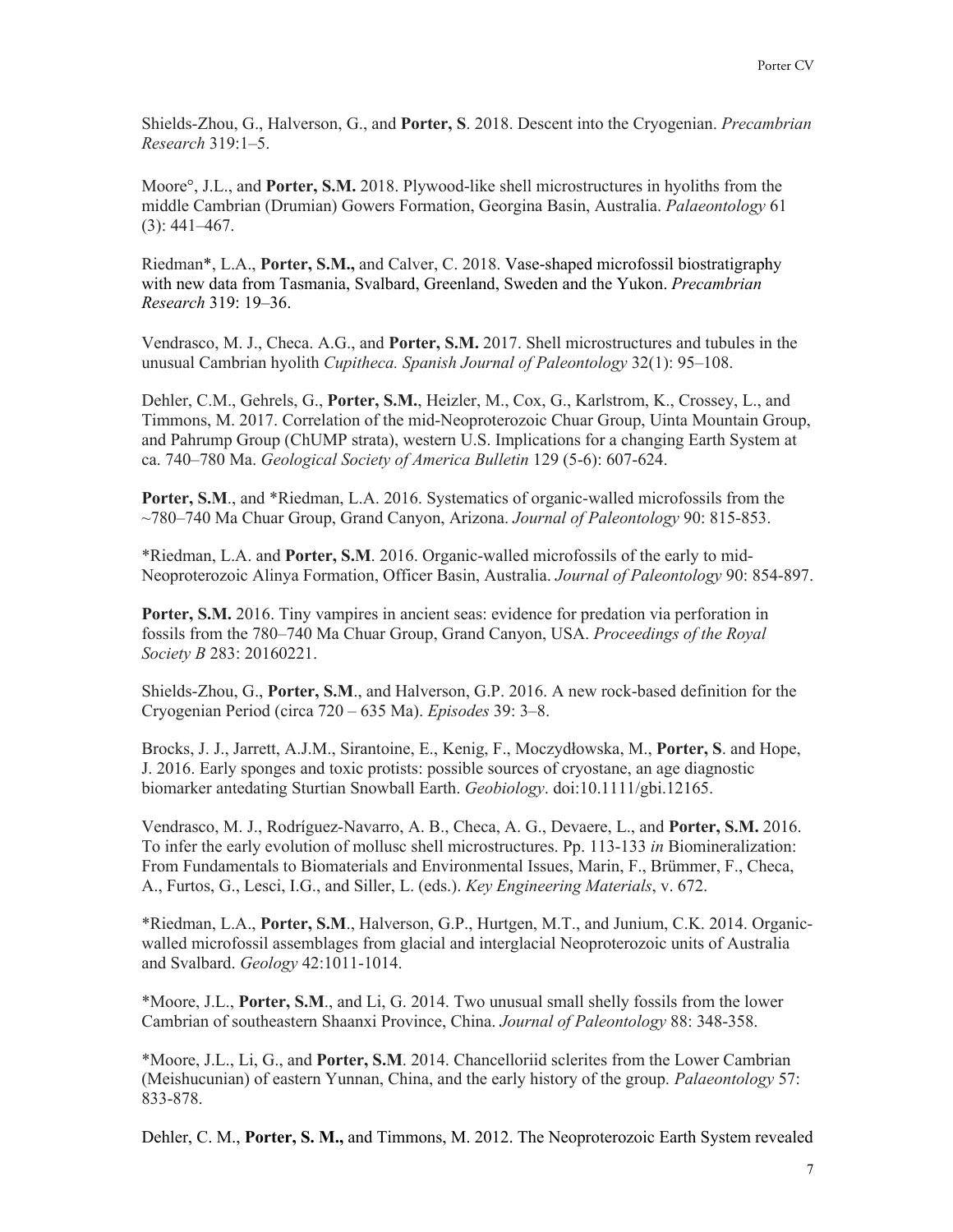Shields-Zhou, G., Halverson, G., and **Porter, S**. 2018. Descent into the Cryogenian. *Precambrian Research* 319:1–5.

Moore°, J.L., and **Porter, S.M.** 2018. Plywood-like shell microstructures in hyoliths from the middle Cambrian (Drumian) Gowers Formation, Georgina Basin, Australia. *Palaeontology* 61 (3): 441–467.

Riedman*, L.A., **Porter, S.M.,** and Calver, C. 2018. Vase-shaped microfossil biostratigraphy with new data from Tasmania, Svalbard, Greenland, Sweden and the Yukon. *Precambrian Research* 319: 19–36.

Vendrasco, M. J., Checa. A.G., and **Porter, S.M.** 2017. Shell microstructures and tubules in the unusual Cambrian hyolith *Cupitheca. Spanish Journal of Paleontology* 32(1): 95–108.

Dehler, C.M., Gehrels, G., **Porter, S.M.**, Heizler, M., Cox, G., Karlstrom, K., Crossey, L., and Timmons, M. 2017. Correlation of the mid-Neoproterozoic Chuar Group, Uinta Mountain Group, and Pahrump Group (ChUMP strata), western U.S. Implications for a changing Earth System at ca. 740–780 Ma. *Geological Society of America Bulletin* 129 (5-6): 607-624.

**Porter, S.M**., and *Riedman, L.A. 2016. Systematics of organic-walled microfossils from the ~780–740 Ma Chuar Group, Grand Canyon, Arizona. *Journal of Paleontology* 90: 815-853.

*Riedman, L.A. and **Porter, S.M**. 2016. Organic-walled microfossils of the early to mid-Neoproterozoic Alinya Formation, Officer Basin, Australia. *Journal of Paleontology* 90: 854-897.

**Porter, S.M.** 2016. Tiny vampires in ancient seas: evidence for predation via perforation in fossils from the 780–740 Ma Chuar Group, Grand Canyon, USA. *Proceedings of the Royal Society B* 283: 20160221.

Shields-Zhou, G., **Porter, S.M**., and Halverson, G.P. 2016. A new rock-based definition for the Cryogenian Period (circa 720 – 635 Ma). *Episodes* 39: 3–8.

Brocks, J. J., Jarrett, A.J.M., Sirantoine, E., Kenig, F., Moczydłowska, M., **Porter, S**. and Hope, J. 2016. Early sponges and toxic protists: possible sources of cryostane, an age diagnostic biomarker antedating Sturtian Snowball Earth. *Geobiology*. doi:10.1111/gbi.12165.

Vendrasco, M. J., Rodríguez-Navarro, A. B., Checa, A. G., Devaere, L., and **Porter, S.M.** 2016. To infer the early evolution of mollusc shell microstructures. Pp. 113-133 *in* Biomineralization: From Fundamentals to Biomaterials and Environmental Issues, Marin, F., Brümmer, F., Checa, A., Furtos, G., Lesci, I.G., and Siller, L. (eds.). *Key Engineering Materials*, v. 672.

*Riedman, L.A., **Porter, S.M**., Halverson, G.P., Hurtgen, M.T., and Junium, C.K. 2014. Organic-walled microfossil assemblages from glacial and interglacial Neoproterozoic units of Australia and Svalbard. *Geology* 42:1011-1014.

*Moore, J.L., **Porter, S.M**., and Li, G. 2014. Two unusual small shelly fossils from the lower Cambrian of southeastern Shaanxi Province, China. *Journal of Paleontology* 88: 348-358.

*Moore, J.L., Li, G., and **Porter, S.M**. 2014. Chancelloriid sclerites from the Lower Cambrian (Meishucunian) of eastern Yunnan, China, and the early history of the group. *Palaeontology* 57: 833-878.

Dehler, C. M., **Porter, S. M.,** and Timmons, M. 2012. The Neoproterozoic Earth System revealed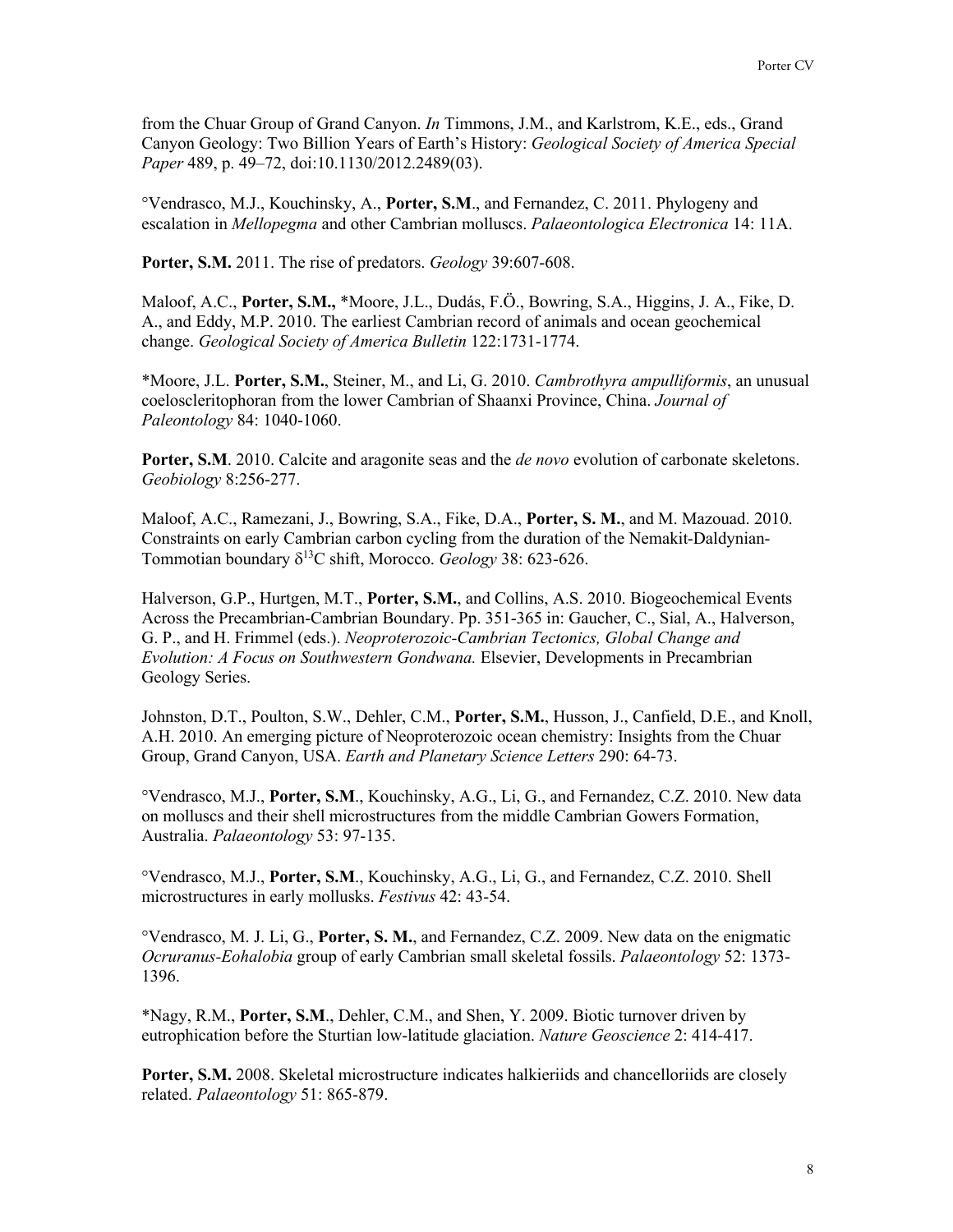from the Chuar Group of Grand Canyon. *In* Timmons, J.M., and Karlstrom, K.E., eds., Grand Canyon Geology: Two Billion Years of Earth's History: *Geological Society of America Special Paper* 489, p. 49–72, doi:10.1130/2012.2489(03).

°Vendrasco, M.J., Kouchinsky, A., **Porter, S.M**., and Fernandez, C. 2011. Phylogeny and escalation in *Mellopegma* and other Cambrian molluscs. *Palaeontologica Electronica* 14: 11A.

**Porter, S.M.** 2011. The rise of predators. *Geology* 39:607-608.

Maloof, A.C., **Porter, S.M.,** *Moore, J.L., Dudás, F.Ö., Bowring, S.A., Higgins, J. A., Fike, D. A., and Eddy, M.P. 2010. The earliest Cambrian record of animals and ocean geochemical change. *Geological Society of America Bulletin* 122:1731-1774.

*Moore, J.L. **Porter, S.M.**, Steiner, M., and Li, G. 2010. *Cambrothyra ampulliformis*, an unusual coeloscleritophoran from the lower Cambrian of Shaanxi Province, China. *Journal of Paleontology* 84: 1040-1060.

**Porter, S.M**. 2010. Calcite and aragonite seas and the *de novo* evolution of carbonate skeletons. *Geobiology* 8:256-277.

Maloof, A.C., Ramezani, J., Bowring, S.A., Fike, D.A., **Porter, S. M.**, and M. Mazouad. 2010. Constraints on early Cambrian carbon cycling from the duration of the Nemakit-Daldynian-Tommotian boundary $\delta^{13}C$ shift, Morocco. *Geology* 38: 623-626.

Halverson, G.P., Hurtgen, M.T., **Porter, S.M.**, and Collins, A.S. 2010. Biogeochemical Events Across the Precambrian-Cambrian Boundary. Pp. 351-365 in: Gaucher, C., Sial, A., Halverson, G. P., and H. Frimmel (eds.). *Neoproterozoic-Cambrian Tectonics, Global Change and Evolution: A Focus on Southwestern Gondwana.* Elsevier, Developments in Precambrian Geology Series.

Johnston, D.T., Poulton, S.W., Dehler, C.M., **Porter, S.M.**, Husson, J., Canfield, D.E., and Knoll, A.H. 2010. An emerging picture of Neoproterozoic ocean chemistry: Insights from the Chuar Group, Grand Canyon, USA. *Earth and Planetary Science Letters* 290: 64-73.

°Vendrasco, M.J., **Porter, S.M**., Kouchinsky, A.G., Li, G., and Fernandez, C.Z. 2010. New data on molluscs and their shell microstructures from the middle Cambrian Gowers Formation, Australia. *Palaeontology* 53: 97-135.

°Vendrasco, M.J., **Porter, S.M**., Kouchinsky, A.G., Li, G., and Fernandez, C.Z. 2010. Shell microstructures in early mollusks. *Festivus* 42: 43-54.

°Vendrasco, M. J. Li, G., **Porter, S. M.**, and Fernandez, C.Z. 2009. New data on the enigmatic *Ocruranus-Eohalobia* group of early Cambrian small skeletal fossils. *Palaeontology* 52: 1373-1396.

*Nagy, R.M., **Porter, S.M**., Dehler, C.M., and Shen, Y. 2009. Biotic turnover driven by eutrophication before the Sturtian low-latitude glaciation. *Nature Geoscience* 2: 414-417.

**Porter, S.M.** 2008. Skeletal microstructure indicates halkieriids and chancelloriids are closely related. *Palaeontology* 51: 865-879.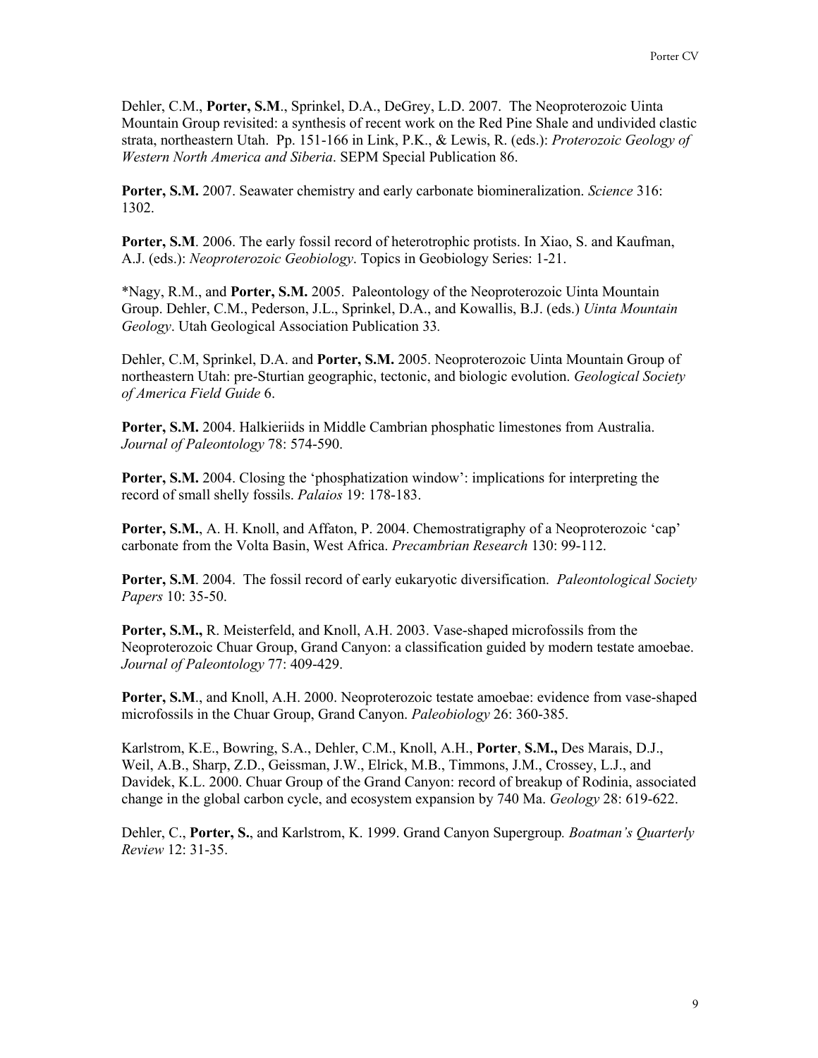Dehler, C.M., **Porter, S.M**., Sprinkel, D.A., DeGrey, L.D. 2007. The Neoproterozoic Uinta Mountain Group revisited: a synthesis of recent work on the Red Pine Shale and undivided clastic strata, northeastern Utah. Pp. 151-166 in Link, P.K., & Lewis, R. (eds.): *Proterozoic Geology of Western North America and Siberia*. SEPM Special Publication 86.

**Porter, S.M.** 2007. Seawater chemistry and early carbonate biomineralization. *Science* 316: 1302.

**Porter, S.M**. 2006. The early fossil record of heterotrophic protists. In Xiao, S. and Kaufman, A.J. (eds.): *Neoproterozoic Geobiology*. Topics in Geobiology Series: 1-21.

*Nagy, R.M., and **Porter, S.M.** 2005. Paleontology of the Neoproterozoic Uinta Mountain Group. Dehler, C.M., Pederson, J.L., Sprinkel, D.A., and Kowallis, B.J. (eds.) *Uinta Mountain Geology*. Utah Geological Association Publication 33.

Dehler, C.M, Sprinkel, D.A. and **Porter, S.M.** 2005. Neoproterozoic Uinta Mountain Group of northeastern Utah: pre-Sturtian geographic, tectonic, and biologic evolution. *Geological Society of America Field Guide* 6.

**Porter, S.M.** 2004. Halkieriids in Middle Cambrian phosphatic limestones from Australia. *Journal of Paleontology* 78: 574-590.

**Porter, S.M.** 2004. Closing the 'phosphatization window': implications for interpreting the record of small shelly fossils. *Palaios* 19: 178-183.

**Porter, S.M.**, A. H. Knoll, and Affaton, P. 2004. Chemostratigraphy of a Neoproterozoic 'cap' carbonate from the Volta Basin, West Africa. *Precambrian Research* 130: 99-112.

**Porter, S.M**. 2004. The fossil record of early eukaryotic diversification. *Paleontological Society Papers* 10: 35-50.

**Porter, S.M.,** R. Meisterfeld, and Knoll, A.H. 2003. Vase-shaped microfossils from the Neoproterozoic Chuar Group, Grand Canyon: a classification guided by modern testate amoebae. *Journal of Paleontology* 77: 409-429.

**Porter, S.M**., and Knoll, A.H. 2000. Neoproterozoic testate amoebae: evidence from vase-shaped microfossils in the Chuar Group, Grand Canyon. *Paleobiology* 26: 360-385.

Karlstrom, K.E., Bowring, S.A., Dehler, C.M., Knoll, A.H., **Porter**, **S.M.,** Des Marais, D.J., Weil, A.B., Sharp, Z.D., Geissman, J.W., Elrick, M.B., Timmons, J.M., Crossey, L.J., and Davidek, K.L. 2000. Chuar Group of the Grand Canyon: record of breakup of Rodinia, associated change in the global carbon cycle, and ecosystem expansion by 740 Ma. *Geology* 28: 619-622.

Dehler, C., **Porter, S.**, and Karlstrom, K. 1999. Grand Canyon Supergroup*. Boatman's Quarterly Review* 12: 31-35.